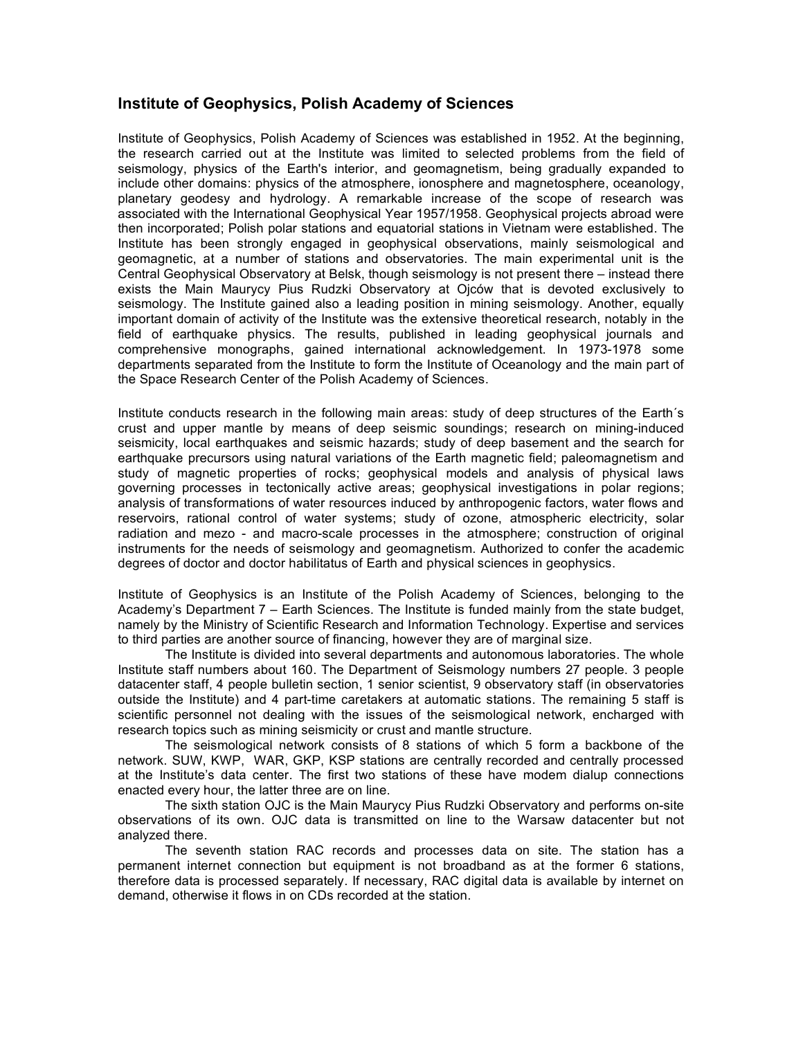## Institute of Geophysics, Polish Academy of Sciences

Institute of Geophysics, Polish Academy of Sciences was established in 1952. At the beginning, the research carried out at the Institute was limited to selected problems from the field of seismology, physics of the Earth's interior, and geomagnetism, being gradually expanded to include other domains: physics of the atmosphere, ionosphere and magnetosphere, oceanology, planetary geodesy and hydrology. A remarkable increase of the scope of research was associated with the International Geophysical Year 1957/1958. Geophysical projects abroad were then incorporated; Polish polar stations and equatorial stations in Vietnam were established. The Institute has been strongly engaged in geophysical observations, mainly seismological and geomagnetic, at a number of stations and observatories. The main experimental unit is the Central Geophysical Observatory at Belsk, though seismology is not present there – instead there exists the Main Maurycy Pius Rudzki Observatory at Ojców that is devoted exclusively to seismology. The Institute gained also a leading position in mining seismology. Another, equally important domain of activity of the Institute was the extensive theoretical research, notably in the field of earthquake physics. The results, published in leading geophysical journals and comprehensive monographs, gained international acknowledgement. In 1973-1978 some departments separated from the Institute to form the Institute of Oceanology and the main part of the Space Research Center of the Polish Academy of Sciences.

Institute conducts research in the following main areas: study of deep structures of the Earth´s crust and upper mantle by means of deep seismic soundings; research on mining-induced seismicity, local earthquakes and seismic hazards; study of deep basement and the search for earthquake precursors using natural variations of the Earth magnetic field; paleomagnetism and study of magnetic properties of rocks; geophysical models and analysis of physical laws governing processes in tectonically active areas; geophysical investigations in polar regions; analysis of transformations of water resources induced by anthropogenic factors, water flows and reservoirs, rational control of water systems; study of ozone, atmospheric electricity, solar radiation and mezo - and macro-scale processes in the atmosphere; construction of original instruments for the needs of seismology and geomagnetism. Authorized to confer the academic degrees of doctor and doctor habilitatus of Earth and physical sciences in geophysics.

Institute of Geophysics is an Institute of the Polish Academy of Sciences, belonging to the Academy's Department 7 – Earth Sciences. The Institute is funded mainly from the state budget, namely by the Ministry of Scientific Research and Information Technology. Expertise and services to third parties are another source of financing, however they are of marginal size.

The Institute is divided into several departments and autonomous laboratories. The whole Institute staff numbers about 160. The Department of Seismology numbers 27 people. 3 people datacenter staff, 4 people bulletin section, 1 senior scientist, 9 observatory staff (in observatories outside the Institute) and 4 part-time caretakers at automatic stations. The remaining 5 staff is scientific personnel not dealing with the issues of the seismological network, encharged with research topics such as mining seismicity or crust and mantle structure.

The seismological network consists of 8 stations of which 5 form a backbone of the network. SUW, KWP, WAR, GKP, KSP stations are centrally recorded and centrally processed at the Institute's data center. The first two stations of these have modem dialup connections enacted every hour, the latter three are on line.

The sixth station OJC is the Main Maurycy Pius Rudzki Observatory and performs on-site observations of its own. OJC data is transmitted on line to the Warsaw datacenter but not analyzed there.

The seventh station RAC records and processes data on site. The station has a permanent internet connection but equipment is not broadband as at the former 6 stations, therefore data is processed separately. If necessary, RAC digital data is available by internet on demand, otherwise it flows in on CDs recorded at the station.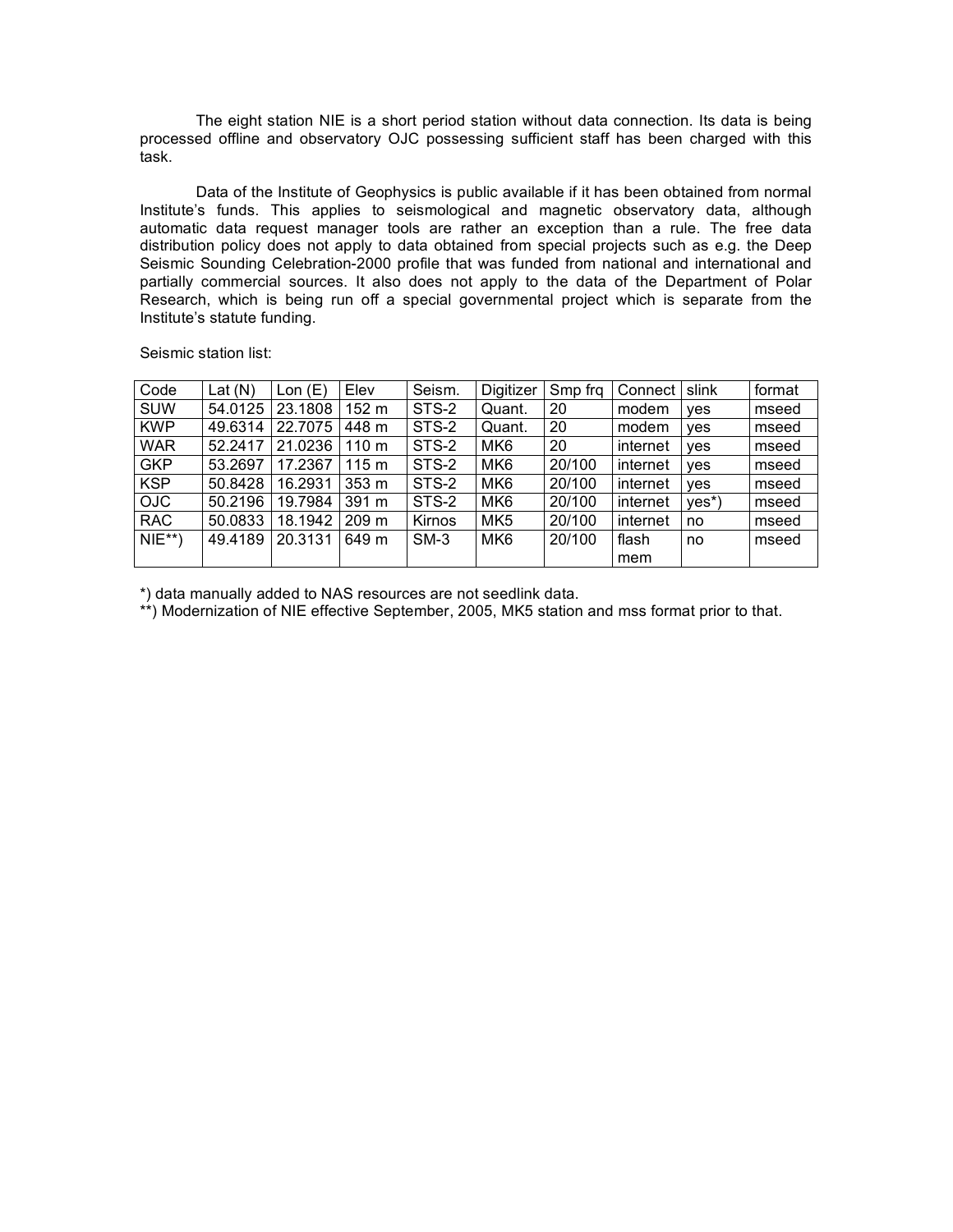The eight station NIE is a short period station without data connection. Its data is being processed offline and observatory OJC possessing sufficient staff has been charged with this task.

Data of the Institute of Geophysics is public available if it has been obtained from normal Institute's funds. This applies to seismological and magnetic observatory data, although automatic data request manager tools are rather an exception than a rule. The free data distribution policy does not apply to data obtained from special projects such as e.g. the Deep Seismic Sounding Celebration-2000 profile that was funded from national and international and partially commercial sources. It also does not apply to the data of the Department of Polar Research, which is being run off a special governmental project which is separate from the Institute's statute funding.

Seismic station list:

| Code | Lat (N) | Lon (E) | Elev | Seism. | Digitizer | Smp frq | Connect | slink | format |
|---|---|---|---|---|---|---|---|---|---|
| SUW | 54.0125 | 23.1808 | 152 m | STS-2 | Quant. | 20 | modem | yes | mseed |
| KWP | 49.6314 | 22.7075 | 448 m | STS-2 | Quant. | 20 | modem | yes | mseed |
| WAR | 52.2417 | 21.0236 | 110 m | STS-2 | MK6 | 20 | internet | yes | mseed |
| GKP | 53.2697 | 17.2367 | 115 m | STS-2 | MK6 | 20/100 | internet | yes | mseed |
| KSP | 50.8428 | 16.2931 | 353 m | STS-2 | MK6 | 20/100 | internet | yes | mseed |
| OJC | 50.2196 | 19.7984 | 391 m | STS-2 | MK6 | 20/100 | internet | yes*) | mseed |
| RAC | 50.0833 | 18.1942 | 209 m | Kirnos | MK5 | 20/100 | internet | no | mseed |
| NIE**) | 49.4189 | 20.3131 | 649 m | SM-3 | MK6 | 20/100 | flash mem | no | mseed |

*) data manually added to NAS resources are not seedlink data.

**) Modernization of NIE effective September, 2005, MK5 station and mss format prior to that.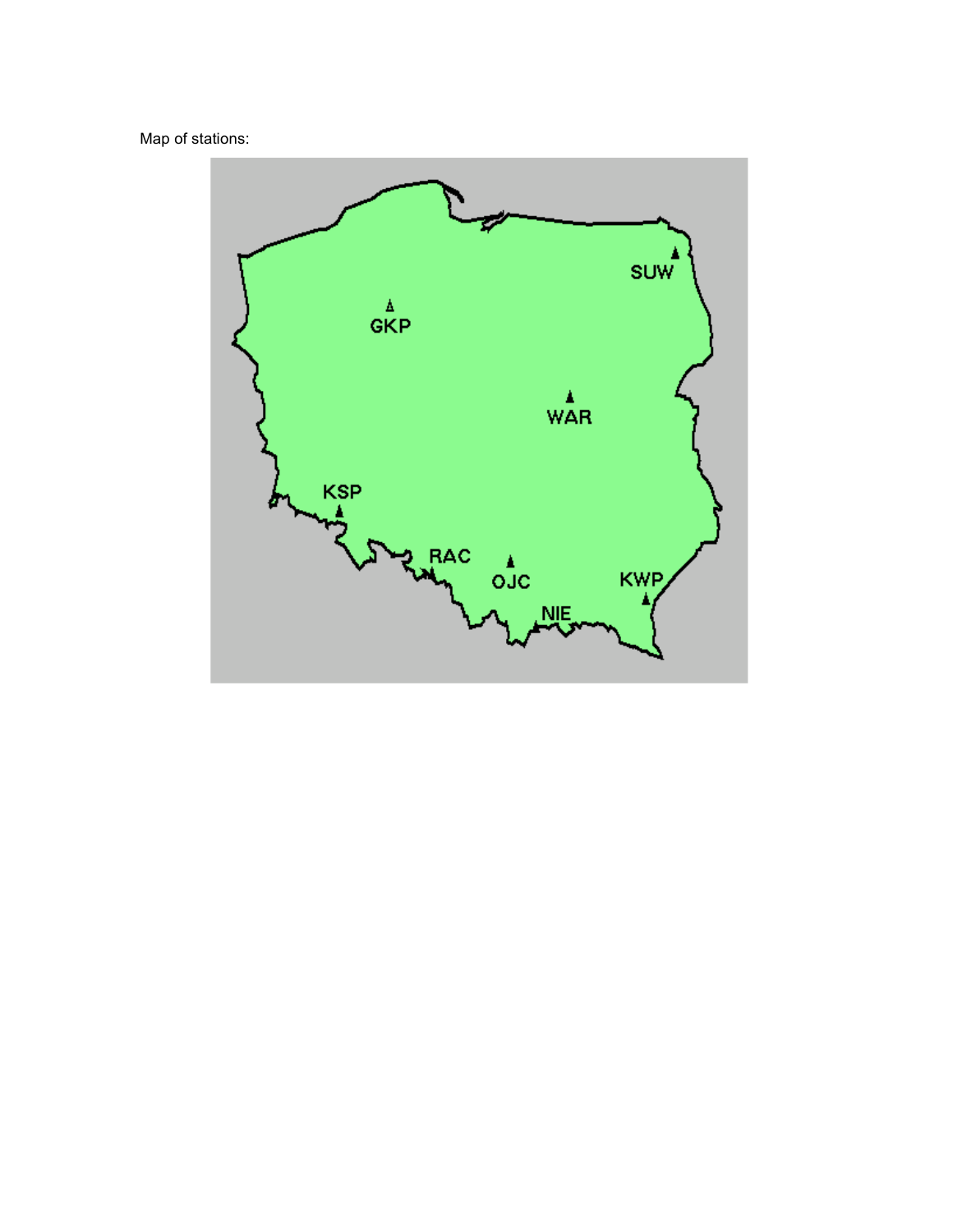Map of stations:

SUW

GKP

WAR

KSP

RAC

OJC

NIE

KWP